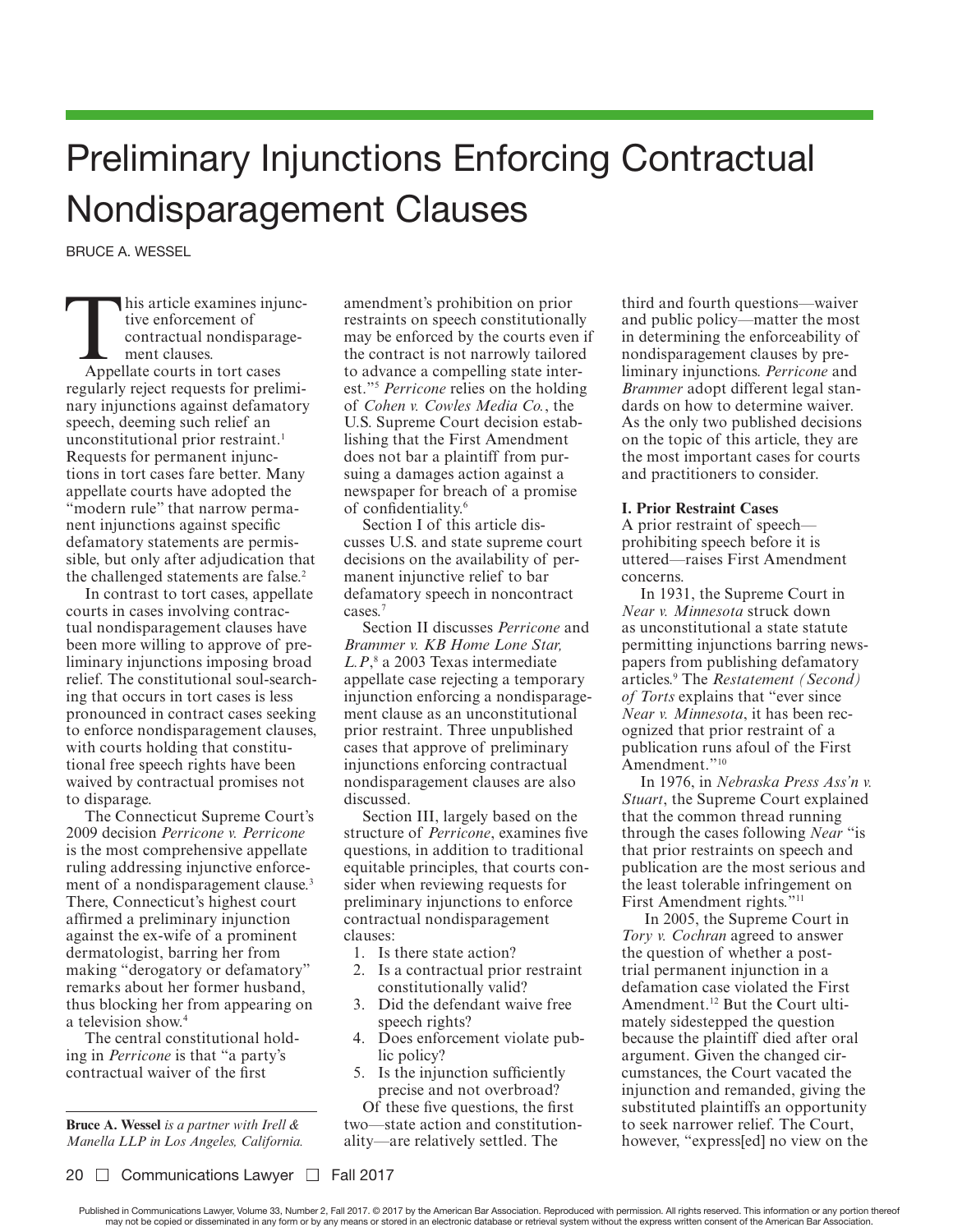# Preliminary Injunctions Enforcing Contractual Nondisparagement Clauses

BRUCE A. WESSEL

This article examines injunctive enforcement of contractual nondisparagement clauses.

Appellate courts in tort cases regularly reject requests for preliminary injunctions against defamatory speech, deeming such relief an unconstitutional prior restraint.[1] Requests for permanent injunctions in tort cases fare better. Many appellate courts have adopted the "modern rule" that narrow permanent injunctions against specific defamatory statements are permissible, but only after adjudication that the challenged statements are false.[2]

In contrast to tort cases, appellate courts in cases involving contractual nondisparagement clauses have been more willing to approve of preliminary injunctions imposing broad relief. The constitutional soul-searching that occurs in tort cases is less pronounced in contract cases seeking to enforce nondisparagement clauses, with courts holding that constitutional free speech rights have been waived by contractual promises not to disparage.

The Connecticut Supreme Court's 2009 decision *Perricone v. Perricone* is the most comprehensive appellate ruling addressing injunctive enforcement of a nondisparagement clause.[3] There, Connecticut's highest court affirmed a preliminary injunction against the ex-wife of a prominent dermatologist, barring her from making "derogatory or defamatory" remarks about her former husband, thus blocking her from appearing on a television show.[4]

The central constitutional holding in *Perricone* is that "a party's contractual waiver of the first amendment's prohibition on prior restraints on speech constitutionally may be enforced by the courts even if the contract is not narrowly tailored to advance a compelling state interest."[5] *Perricone* relies on the holding of *Cohen v. Cowles Media Co.*, the U.S. Supreme Court decision establishing that the First Amendment does not bar a plaintiff from pursuing a damages action against a newspaper for breach of a promise of confidentiality.[6]

Section I of this article discusses U.S. and state supreme court decisions on the availability of permanent injunctive relief to bar defamatory speech in noncontract cases.[7]

Section II discusses *Perricone* and *Brammer v. KB Home Lone Star, L.P*,[8] a 2003 Texas intermediate appellate case rejecting a temporary injunction enforcing a nondisparagement clause as an unconstitutional prior restraint. Three unpublished cases that approve of preliminary injunctions enforcing contractual nondisparagement clauses are also discussed.

Section III, largely based on the structure of *Perricone*, examines five questions, in addition to traditional equitable principles, that courts consider when reviewing requests for preliminary injunctions to enforce contractual nondisparagement clauses:

1. Is there state action?
2. Is a contractual prior restraint constitutionally valid?
3. Did the defendant waive free speech rights?
4. Does enforcement violate public policy?
5. Is the injunction sufficiently precise and not overbroad?

Of these five questions, the first two—state action and constitutionality—are relatively settled. The third and fourth questions—waiver and public policy—matter the most in determining the enforceability of nondisparagement clauses by preliminary injunctions. *Perricone* and *Brammer* adopt different legal standards on how to determine waiver. As the only two published decisions on the topic of this article, they are the most important cases for courts and practitioners to consider.

**Bruce A. Wessel** *is a partner with Irell & Manella LLP in Los Angeles, California.*

**I. Prior Restraint Cases**

A prior restraint of speech—prohibiting speech before it is uttered—raises First Amendment concerns.

In 1931, the Supreme Court in *Near v. Minnesota* struck down as unconstitutional a state statute permitting injunctions barring newspapers from publishing defamatory articles.[9] The *Restatement (Second) of Torts* explains that "ever since *Near v. Minnesota*, it has been recognized that prior restraint of a publication runs afoul of the First Amendment."[10]

In 1976, in *Nebraska Press Ass'n v. Stuart*, the Supreme Court explained that the common thread running through the cases following *Near* "is that prior restraints on speech and publication are the most serious and the least tolerable infringement on First Amendment rights."[11]

In 2005, the Supreme Court in *Tory v. Cochran* agreed to answer the question of whether a post-trial permanent injunction in a defamation case violated the First Amendment.[12] But the Court ultimately sidestepped the question because the plaintiff died after oral argument. Given the changed circumstances, the Court vacated the injunction and remanded, giving the substituted plaintiffs an opportunity to seek narrower relief. The Court, however, "express[ed] no view on the

Published in Communications Lawyer, Volume 33, Number 2, Fall 2017. © 2017 by the American Bar Association. Reproduced with permission. All rights reserved. This information or any portion thereof may not be copied or disseminated in any form or by any means or stored in an electronic database or retrieval system without the express written consent of the American Bar Association.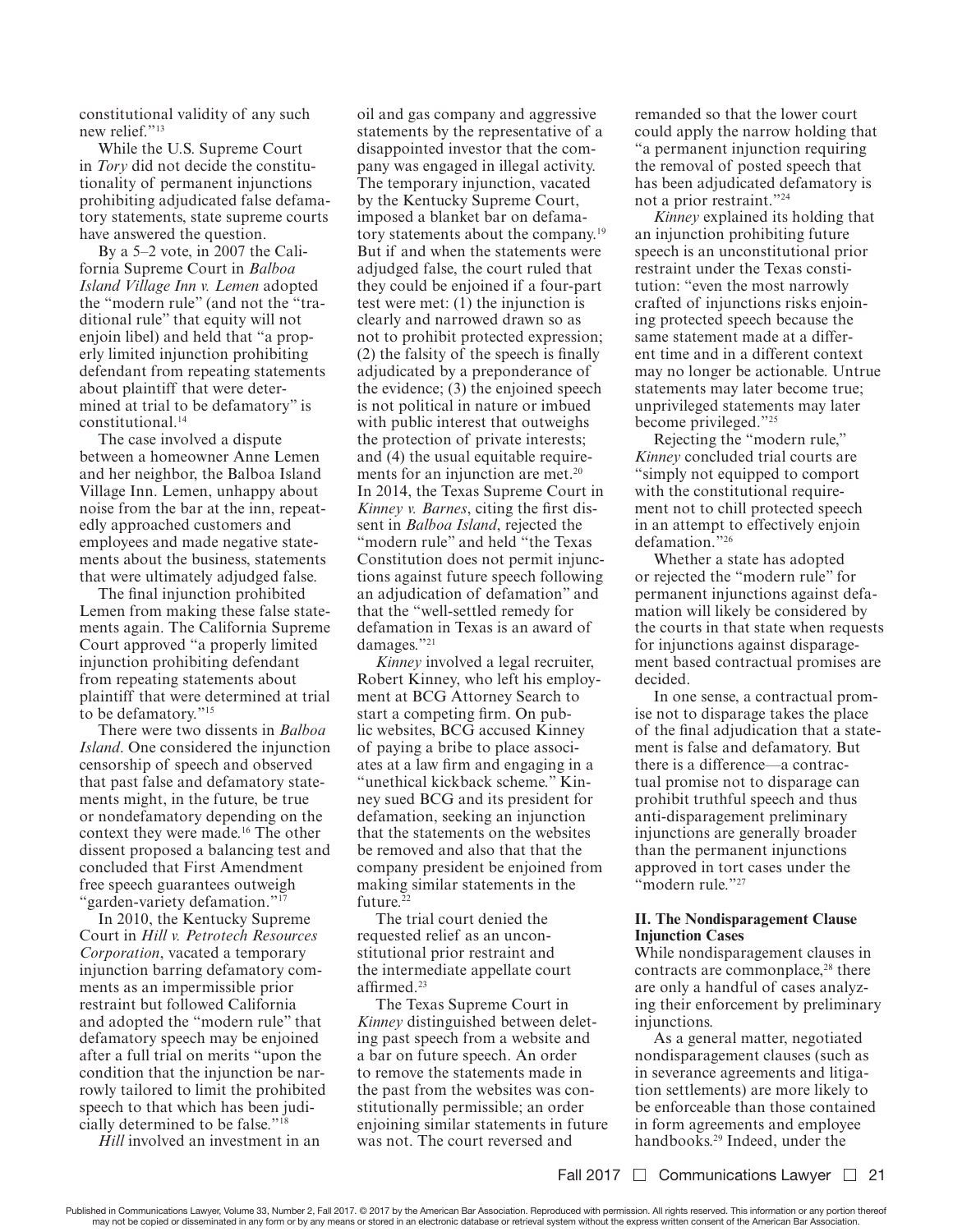constitutional validity of any such new relief."[13]

While the U.S. Supreme Court in *Tory* did not decide the constitutionality of permanent injunctions prohibiting adjudicated false defamatory statements, state supreme courts have answered the question.

By a 5–2 vote, in 2007 the California Supreme Court in *Balboa Island Village Inn v. Lemen* adopted the "modern rule" (and not the "traditional rule" that equity will not enjoin libel) and held that "a properly limited injunction prohibiting defendant from repeating statements about plaintiff that were determined at trial to be defamatory" is constitutional.[14]

The case involved a dispute between a homeowner Anne Lemen and her neighbor, the Balboa Island Village Inn. Lemen, unhappy about noise from the bar at the inn, repeatedly approached customers and employees and made negative statements about the business, statements that were ultimately adjudged false.

The final injunction prohibited Lemen from making these false statements again. The California Supreme Court approved "a properly limited injunction prohibiting defendant from repeating statements about plaintiff that were determined at trial to be defamatory."[15]

There were two dissents in *Balboa Island*. One considered the injunction censorship of speech and observed that past false and defamatory statements might, in the future, be true or nondefamatory depending on the context they were made.[16] The other dissent proposed a balancing test and concluded that First Amendment free speech guarantees outweigh "garden-variety defamation."[17]

In 2010, the Kentucky Supreme Court in *Hill v. Petrotech Resources Corporation*, vacated a temporary injunction barring defamatory comments as an impermissible prior restraint but followed California and adopted the "modern rule" that defamatory speech may be enjoined after a full trial on merits "upon the condition that the injunction be narrowly tailored to limit the prohibited speech to that which has been judicially determined to be false."[18]

*Hill* involved an investment in an oil and gas company and aggressive statements by the representative of a disappointed investor that the company was engaged in illegal activity. The temporary injunction, vacated by the Kentucky Supreme Court, imposed a blanket bar on defamatory statements about the company.[19] But if and when the statements were adjudged false, the court ruled that they could be enjoined if a four-part test were met: (1) the injunction is clearly and narrowed drawn so as not to prohibit protected expression; (2) the falsity of the speech is finally adjudicated by a preponderance of the evidence; (3) the enjoined speech is not political in nature or imbued with public interest that outweighs the protection of private interests; and (4) the usual equitable requirements for an injunction are met.[20] In 2014, the Texas Supreme Court in *Kinney v. Barnes*, citing the first dissent in *Balboa Island*, rejected the "modern rule" and held "the Texas Constitution does not permit injunctions against future speech following an adjudication of defamation" and that the "well-settled remedy for defamation in Texas is an award of damages."[21]

*Kinney* involved a legal recruiter, Robert Kinney, who left his employment at BCG Attorney Search to start a competing firm. On public websites, BCG accused Kinney of paying a bribe to place associates at a law firm and engaging in a "unethical kickback scheme." Kinney sued BCG and its president for defamation, seeking an injunction that the statements on the websites be removed and also that that the company president be enjoined from making similar statements in the future.[22]

The trial court denied the requested relief as an unconstitutional prior restraint and the intermediate appellate court affirmed.[23]

The Texas Supreme Court in *Kinney* distinguished between deleting past speech from a website and a bar on future speech. An order to remove the statements made in the past from the websites was constitutionally permissible; an order enjoining similar statements in future was not. The court reversed and remanded so that the lower court could apply the narrow holding that "a permanent injunction requiring the removal of posted speech that has been adjudicated defamatory is not a prior restraint."[24]

*Kinney* explained its holding that an injunction prohibiting future speech is an unconstitutional prior restraint under the Texas constitution: "even the most narrowly crafted of injunctions risks enjoining protected speech because the same statement made at a different time and in a different context may no longer be actionable. Untrue statements may later become true; unprivileged statements may later become privileged."[25]

Rejecting the "modern rule," *Kinney* concluded trial courts are "simply not equipped to comport with the constitutional requirement not to chill protected speech in an attempt to effectively enjoin defamation."[26]

Whether a state has adopted or rejected the "modern rule" for permanent injunctions against defamation will likely be considered by the courts in that state when requests for injunctions against disparagement based contractual promises are decided.

In one sense, a contractual promise not to disparage takes the place of the final adjudication that a statement is false and defamatory. But there is a difference—a contractual promise not to disparage can prohibit truthful speech and thus anti-disparagement preliminary injunctions are generally broader than the permanent injunctions approved in tort cases under the "modern rule."[27]

## II. The Nondisparagement Clause Injunction Cases

While nondisparagement clauses in contracts are commonplace,[28] there are only a handful of cases analyzing their enforcement by preliminary injunctions.

As a general matter, negotiated nondisparagement clauses (such as in severance agreements and litigation settlements) are more likely to be enforceable than those contained in form agreements and employee handbooks.[29] Indeed, under the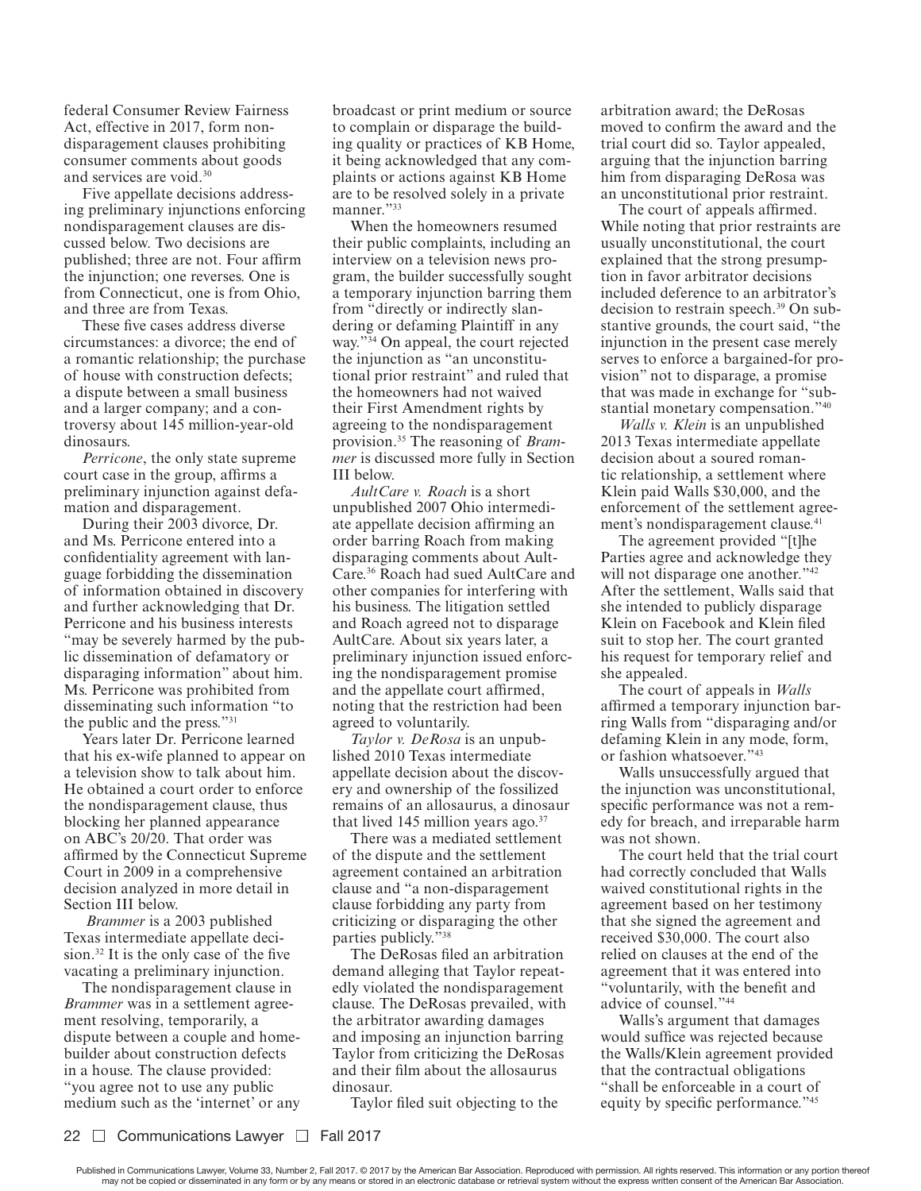federal Consumer Review Fairness Act, effective in 2017, form nondisparagement clauses prohibiting consumer comments about goods and services are void.[30]

Five appellate decisions addressing preliminary injunctions enforcing nondisparagement clauses are discussed below. Two decisions are published; three are not. Four affirm the injunction; one reverses. One is from Connecticut, one is from Ohio, and three are from Texas.

These five cases address diverse circumstances: a divorce; the end of a romantic relationship; the purchase of house with construction defects; a dispute between a small business and a larger company; and a controversy about 145 million-year-old dinosaurs.

*Perricone*, the only state supreme court case in the group, affirms a preliminary injunction against defamation and disparagement.

During their 2003 divorce, Dr. and Ms. Perricone entered into a confidentiality agreement with language forbidding the dissemination of information obtained in discovery and further acknowledging that Dr. Perricone and his business interests "may be severely harmed by the public dissemination of defamatory or disparaging information" about him. Ms. Perricone was prohibited from disseminating such information "to the public and the press."[31]

Years later Dr. Perricone learned that his ex-wife planned to appear on a television show to talk about him. He obtained a court order to enforce the nondisparagement clause, thus blocking her planned appearance on ABC's 20/20. That order was affirmed by the Connecticut Supreme Court in 2009 in a comprehensive decision analyzed in more detail in Section III below.

*Brammer* is a 2003 published Texas intermediate appellate decision.[32] It is the only case of the five vacating a preliminary injunction.

The nondisparagement clause in *Brammer* was in a settlement agreement resolving, temporarily, a dispute between a couple and homebuilder about construction defects in a house. The clause provided: "you agree not to use any public medium such as the 'internet' or any broadcast or print medium or source to complain or disparage the building quality or practices of KB Home, it being acknowledged that any complaints or actions against KB Home are to be resolved solely in a private manner."[33]

When the homeowners resumed their public complaints, including an interview on a television news program, the builder successfully sought a temporary injunction barring them from "directly or indirectly slandering or defaming Plaintiff in any way."[34] On appeal, the court rejected the injunction as "an unconstitutional prior restraint" and ruled that the homeowners had not waived their First Amendment rights by agreeing to the nondisparagement provision.[35] The reasoning of *Brammer* is discussed more fully in Section III below.

*AultCare v. Roach* is a short unpublished 2007 Ohio intermediate appellate decision affirming an order barring Roach from making disparaging comments about AultCare.[36] Roach had sued AultCare and other companies for interfering with his business. The litigation settled and Roach agreed not to disparage AultCare. About six years later, a preliminary injunction issued enforcing the nondisparagement promise and the appellate court affirmed, noting that the restriction had been agreed to voluntarily.

*Taylor v. DeRosa* is an unpublished 2010 Texas intermediate appellate decision about the discovery and ownership of the fossilized remains of an allosaurus, a dinosaur that lived 145 million years ago.[37]

There was a mediated settlement of the dispute and the settlement agreement contained an arbitration clause and "a non-disparagement clause forbidding any party from criticizing or disparaging the other parties publicly."[38]

The DeRosas filed an arbitration demand alleging that Taylor repeatedly violated the nondisparagement clause. The DeRosas prevailed, with the arbitrator awarding damages and imposing an injunction barring Taylor from criticizing the DeRosas and their film about the allosaurus dinosaur.

Taylor filed suit objecting to the arbitration award; the DeRosas moved to confirm the award and the trial court did so. Taylor appealed, arguing that the injunction barring him from disparaging DeRosa was an unconstitutional prior restraint.

The court of appeals affirmed. While noting that prior restraints are usually unconstitutional, the court explained that the strong presumption in favor arbitrator decisions included deference to an arbitrator's decision to restrain speech.[39] On substantive grounds, the court said, "the injunction in the present case merely serves to enforce a bargained-for provision" not to disparage, a promise that was made in exchange for "substantial monetary compensation."[40]

*Walls v. Klein* is an unpublished 2013 Texas intermediate appellate decision about a soured romantic relationship, a settlement where Klein paid Walls $30,000, and the enforcement of the settlement agreement's nondisparagement clause.[41]

The agreement provided "[t]he Parties agree and acknowledge they will not disparage one another."[42] After the settlement, Walls said that she intended to publicly disparage Klein on Facebook and Klein filed suit to stop her. The court granted his request for temporary relief and she appealed.

The court of appeals in *Walls* affirmed a temporary injunction barring Walls from "disparaging and/or defaming Klein in any mode, form, or fashion whatsoever."[43]

Walls unsuccessfully argued that the injunction was unconstitutional, specific performance was not a remedy for breach, and irreparable harm was not shown.

The court held that the trial court had correctly concluded that Walls waived constitutional rights in the agreement based on her testimony that she signed the agreement and received $30,000. The court also relied on clauses at the end of the agreement that it was entered into "voluntarily, with the benefit and advice of counsel."[44]

Walls's argument that damages would suffice was rejected because the Walls/Klein agreement provided that the contractual obligations "shall be enforceable in a court of equity by specific performance."[45]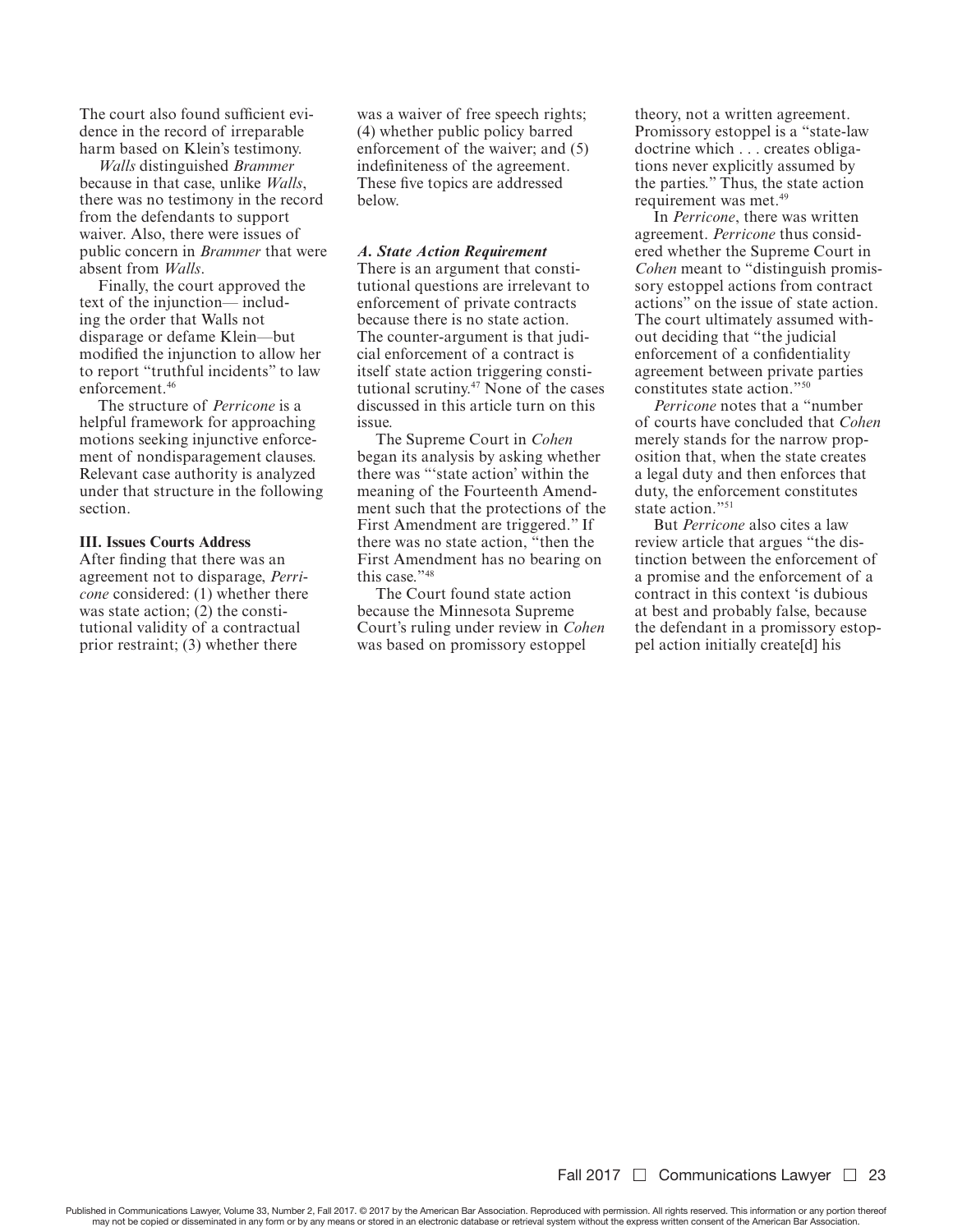The court also found sufficient evidence in the record of irreparable harm based on Klein's testimony.

*Walls* distinguished *Brammer* because in that case, unlike *Walls*, there was no testimony in the record from the defendants to support waiver. Also, there were issues of public concern in *Brammer* that were absent from *Walls*.

Finally, the court approved the text of the injunction— including the order that Walls not disparage or defame Klein—but modified the injunction to allow her to report "truthful incidents" to law enforcement.[46]

The structure of *Perricone* is a helpful framework for approaching motions seeking injunctive enforcement of nondisparagement clauses. Relevant case authority is analyzed under that structure in the following section.

## III. Issues Courts Address

After finding that there was an agreement not to disparage, *Perricone* considered: (1) whether there was state action; (2) the constitutional validity of a contractual prior restraint; (3) whether there was a waiver of free speech rights; (4) whether public policy barred enforcement of the waiver; and (5) indefiniteness of the agreement. These five topics are addressed below.

### *A. State Action Requirement*

There is an argument that constitutional questions are irrelevant to enforcement of private contracts because there is no state action. The counter-argument is that judicial enforcement of a contract is itself state action triggering constitutional scrutiny.[47] None of the cases discussed in this article turn on this issue.

The Supreme Court in *Cohen* began its analysis by asking whether there was "'state action' within the meaning of the Fourteenth Amendment such that the protections of the First Amendment are triggered." If there was no state action, "then the First Amendment has no bearing on this case."[48]

The Court found state action because the Minnesota Supreme Court's ruling under review in *Cohen* was based on promissory estoppel theory, not a written agreement. Promissory estoppel is a "state-law doctrine which . . . creates obligations never explicitly assumed by the parties." Thus, the state action requirement was met.[49]

In *Perricone*, there was written agreement. *Perricone* thus considered whether the Supreme Court in *Cohen* meant to "distinguish promissory estoppel actions from contract actions" on the issue of state action. The court ultimately assumed without deciding that "the judicial enforcement of a confidentiality agreement between private parties constitutes state action."[50]

*Perricone* notes that a "number of courts have concluded that *Cohen* merely stands for the narrow proposition that, when the state creates a legal duty and then enforces that duty, the enforcement constitutes state action."[51]

But *Perricone* also cites a law review article that argues "the distinction between the enforcement of a promise and the enforcement of a contract in this context 'is dubious at best and probably false, because the defendant in a promissory estoppel action initially create[d] his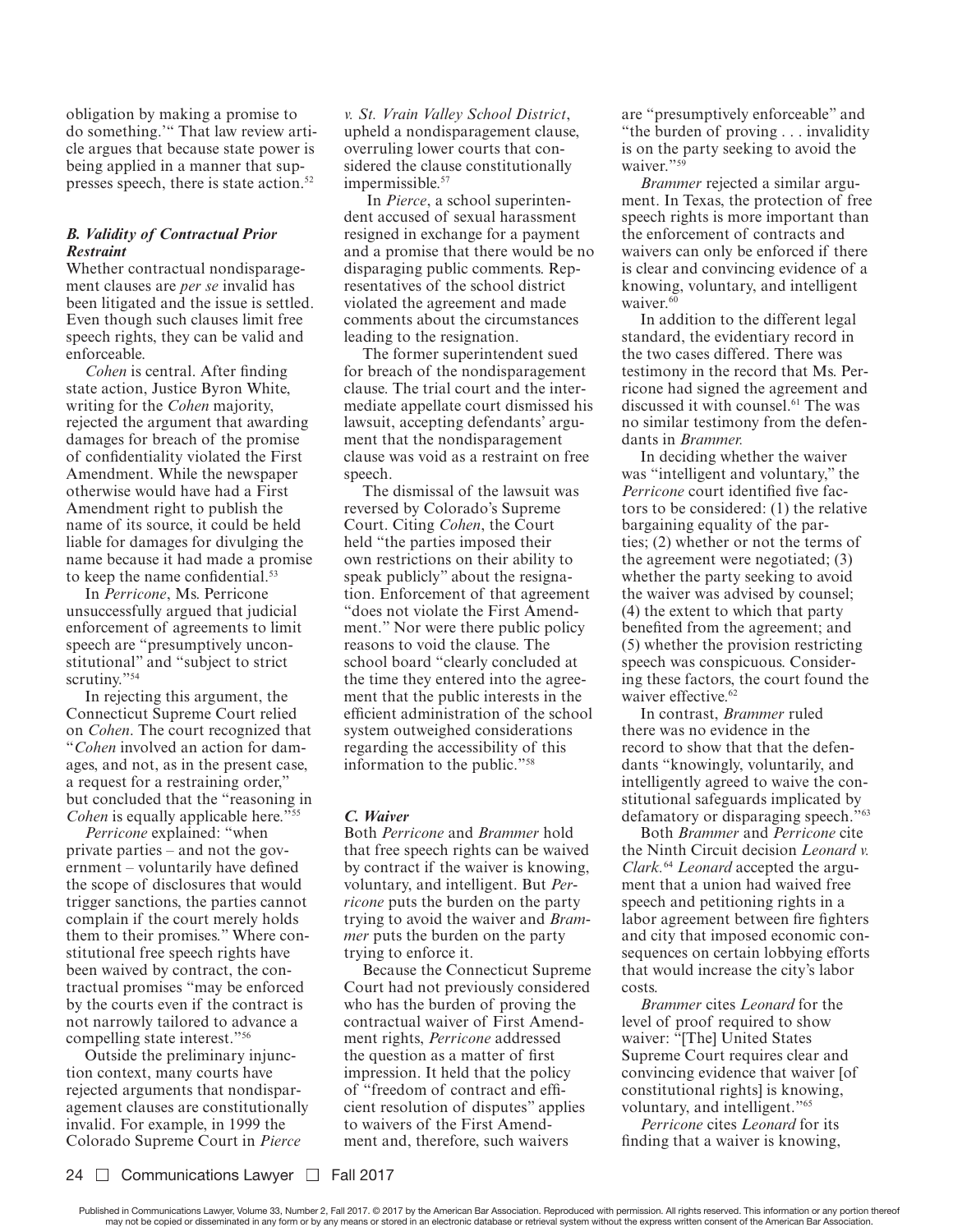obligation by making a promise to do something.'" That law review article argues that because state power is being applied in a manner that suppresses speech, there is state action.[52]

### *B. Validity of Contractual Prior Restraint*

Whether contractual nondisparagement clauses are *per se* invalid has been litigated and the issue is settled. Even though such clauses limit free speech rights, they can be valid and enforceable.

*Cohen* is central. After finding state action, Justice Byron White, writing for the *Cohen* majority, rejected the argument that awarding damages for breach of the promise of confidentiality violated the First Amendment. While the newspaper otherwise would have had a First Amendment right to publish the name of its source, it could be held liable for damages for divulging the name because it had made a promise to keep the name confidential.[53]

In *Perricone*, Ms. Perricone unsuccessfully argued that judicial enforcement of agreements to limit speech are "presumptively unconstitutional" and "subject to strict scrutiny."[54]

In rejecting this argument, the Connecticut Supreme Court relied on *Cohen*. The court recognized that "*Cohen* involved an action for damages, and not, as in the present case, a request for a restraining order," but concluded that the "reasoning in *Cohen* is equally applicable here."[55]

*Perricone* explained: "when private parties – and not the government – voluntarily have defined the scope of disclosures that would trigger sanctions, the parties cannot complain if the court merely holds them to their promises." Where constitutional free speech rights have been waived by contract, the contractual promises "may be enforced by the courts even if the contract is not narrowly tailored to advance a compelling state interest."[56]

Outside the preliminary injunction context, many courts have rejected arguments that nondisparagement clauses are constitutionally invalid. For example, in 1999 the Colorado Supreme Court in *Pierce v. St. Vrain Valley School District*, upheld a nondisparagement clause, overruling lower courts that considered the clause constitutionally impermissible.[57]

In *Pierce*, a school superintendent accused of sexual harassment resigned in exchange for a payment and a promise that there would be no disparaging public comments. Representatives of the school district violated the agreement and made comments about the circumstances leading to the resignation.

The former superintendent sued for breach of the nondisparagement clause. The trial court and the intermediate appellate court dismissed his lawsuit, accepting defendants' argument that the nondisparagement clause was void as a restraint on free speech.

The dismissal of the lawsuit was reversed by Colorado's Supreme Court. Citing *Cohen*, the Court held "the parties imposed their own restrictions on their ability to speak publicly" about the resignation. Enforcement of that agreement "does not violate the First Amendment." Nor were there public policy reasons to void the clause. The school board "clearly concluded at the time they entered into the agreement that the public interests in the efficient administration of the school system outweighed considerations regarding the accessibility of this information to the public."[58]

### *C. Waiver*

Both *Perricone* and *Brammer* hold that free speech rights can be waived by contract if the waiver is knowing, voluntary, and intelligent. But *Perricone* puts the burden on the party trying to avoid the waiver and *Brammer* puts the burden on the party trying to enforce it.

Because the Connecticut Supreme Court had not previously considered who has the burden of proving the contractual waiver of First Amendment rights, *Perricone* addressed the question as a matter of first impression. It held that the policy of "freedom of contract and efficient resolution of disputes" applies to waivers of the First Amendment and, therefore, such waivers are "presumptively enforceable" and "the burden of proving . . . invalidity is on the party seeking to avoid the waiver."[59]

*Brammer* rejected a similar argument. In Texas, the protection of free speech rights is more important than the enforcement of contracts and waivers can only be enforced if there is clear and convincing evidence of a knowing, voluntary, and intelligent waiver.[60]

In addition to the different legal standard, the evidentiary record in the two cases differed. There was testimony in the record that Ms. Perricone had signed the agreement and discussed it with counsel.[61] The was no similar testimony from the defendants in *Brammer.*

In deciding whether the waiver was "intelligent and voluntary," the *Perricone* court identified five factors to be considered: (1) the relative bargaining equality of the parties; (2) whether or not the terms of the agreement were negotiated; (3) whether the party seeking to avoid the waiver was advised by counsel; (4) the extent to which that party benefited from the agreement; and (5) whether the provision restricting speech was conspicuous. Considering these factors, the court found the waiver effective.[62]

In contrast, *Brammer* ruled there was no evidence in the record to show that that the defendants "knowingly, voluntarily, and intelligently agreed to waive the constitutional safeguards implicated by defamatory or disparaging speech."[63]

Both *Brammer* and *Perricone* cite the Ninth Circuit decision *Leonard v. Clark.*[64] *Leonard* accepted the argument that a union had waived free speech and petitioning rights in a labor agreement between fire fighters and city that imposed economic consequences on certain lobbying efforts that would increase the city's labor costs.

*Brammer* cites *Leonard* for the level of proof required to show waiver: "[The] United States Supreme Court requires clear and convincing evidence that waiver [of constitutional rights] is knowing, voluntary, and intelligent."[65]

*Perricone* cites *Leonard* for its finding that a waiver is knowing,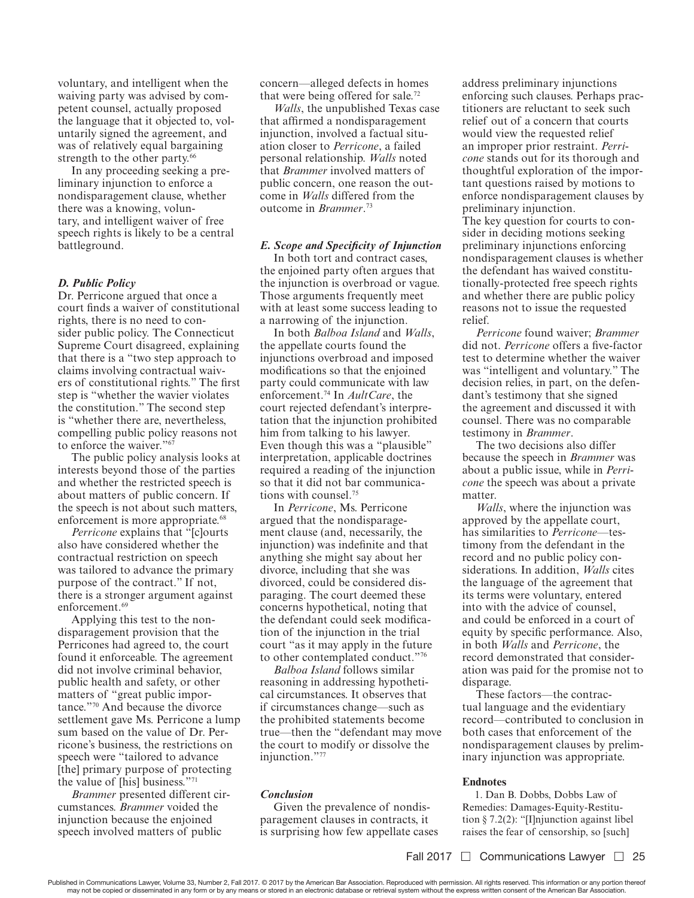voluntary, and intelligent when the waiving party was advised by competent counsel, actually proposed the language that it objected to, voluntarily signed the agreement, and was of relatively equal bargaining strength to the other party.[66]

In any proceeding seeking a preliminary injunction to enforce a nondisparagement clause, whether there was a knowing, voluntary, and intelligent waiver of free speech rights is likely to be a central battleground.

### *D. Public Policy*

Dr. Perricone argued that once a court finds a waiver of constitutional rights, there is no need to consider public policy. The Connecticut Supreme Court disagreed, explaining that there is a "two step approach to claims involving contractual waivers of constitutional rights." The first step is "whether the wavier violates the constitution." The second step is "whether there are, nevertheless, compelling public policy reasons not to enforce the waiver."[67]

The public policy analysis looks at interests beyond those of the parties and whether the restricted speech is about matters of public concern. If the speech is not about such matters, enforcement is more appropriate.[68]

*Perricone* explains that "[c]ourts also have considered whether the contractual restriction on speech was tailored to advance the primary purpose of the contract." If not, there is a stronger argument against enforcement.[69]

Applying this test to the nondisparagement provision that the Perricones had agreed to, the court found it enforceable. The agreement did not involve criminal behavior, public health and safety, or other matters of "great public importance."[70] And because the divorce settlement gave Ms. Perricone a lump sum based on the value of Dr. Perricone's business, the restrictions on speech were "tailored to advance [the] primary purpose of protecting the value of [his] business."[71]

*Brammer* presented different circumstances. *Brammer* voided the injunction because the enjoined speech involved matters of public concern—alleged defects in homes that were being offered for sale.[72]

*Walls*, the unpublished Texas case that affirmed a nondisparagement injunction, involved a factual situation closer to *Perricone*, a failed personal relationship. *Walls* noted that *Brammer* involved matters of public concern, one reason the outcome in *Walls* differed from the outcome in *Brammer*.[73]

### *E. Scope and Specificity of Injunction*

In both tort and contract cases, the enjoined party often argues that the injunction is overbroad or vague. Those arguments frequently meet with at least some success leading to a narrowing of the injunction.

In both *Balboa Island* and *Walls*, the appellate courts found the injunctions overbroad and imposed modifications so that the enjoined party could communicate with law enforcement.[74] In *AultCare*, the court rejected defendant's interpretation that the injunction prohibited him from talking to his lawyer. Even though this was a "plausible" interpretation, applicable doctrines required a reading of the injunction so that it did not bar communications with counsel.[75]

In *Perricone*, Ms. Perricone argued that the nondisparagement clause (and, necessarily, the injunction) was indefinite and that anything she might say about her divorce, including that she was divorced, could be considered disparaging. The court deemed these concerns hypothetical, noting that the defendant could seek modification of the injunction in the trial court "as it may apply in the future to other contemplated conduct."[76]

*Balboa Island* follows similar reasoning in addressing hypothetical circumstances. It observes that if circumstances change—such as the prohibited statements become true—then the "defendant may move the court to modify or dissolve the injunction."[77]

### *Conclusion*

Given the prevalence of nondisparagement clauses in contracts, it is surprising how few appellate cases address preliminary injunctions enforcing such clauses. Perhaps practitioners are reluctant to seek such relief out of a concern that courts would view the requested relief an improper prior restraint. *Perricone* stands out for its thorough and thoughtful exploration of the important questions raised by motions to enforce nondisparagement clauses by preliminary injunction.

The key question for courts to consider in deciding motions seeking preliminary injunctions enforcing nondisparagement clauses is whether the defendant has waived constitutionally-protected free speech rights and whether there are public policy reasons not to issue the requested relief.

*Perricone* found waiver; *Brammer* did not. *Perricone* offers a five-factor test to determine whether the waiver was "intelligent and voluntary." The decision relies, in part, on the defendant's testimony that she signed the agreement and discussed it with counsel. There was no comparable testimony in *Brammer*.

The two decisions also differ because the speech in *Brammer* was about a public issue, while in *Perricone* the speech was about a private matter.

*Walls*, where the injunction was approved by the appellate court, has similarities to *Perricone*—testimony from the defendant in the record and no public policy considerations. In addition, *Walls* cites the language of the agreement that its terms were voluntary, entered into with the advice of counsel, and could be enforced in a court of equity by specific performance. Also, in both *Walls* and *Perricone*, the record demonstrated that consideration was paid for the promise not to disparage.

These factors—the contractual language and the evidentiary record—contributed to conclusion in both cases that enforcement of the nondisparagement clauses by preliminary injunction was appropriate.

#### **Endnotes**

1. Dan B. Dobbs, Dobbs Law of Remedies: Damages-Equity-Restitution § 7.2(2): "[I]njunction against libel raises the fear of censorship, so [such]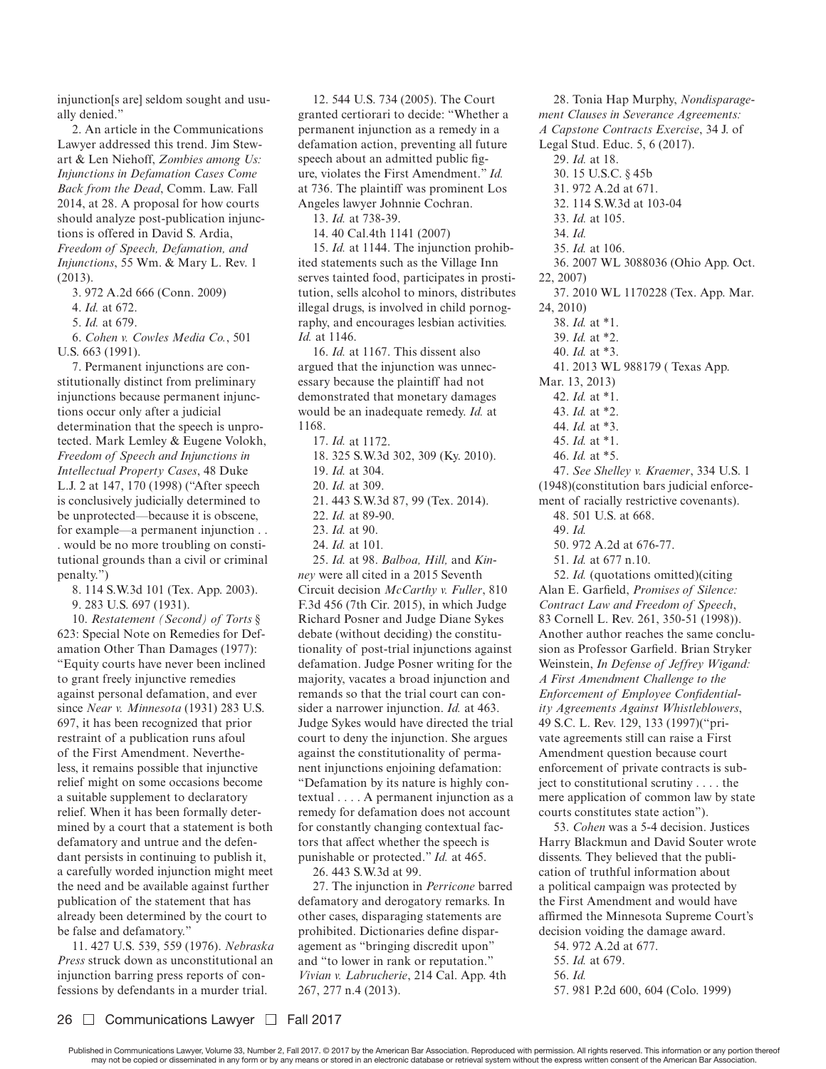injunction[s are] seldom sought and usually denied."

2. An article in the Communications Lawyer addressed this trend. Jim Stewart & Len Niehoff, *Zombies among Us: Injunctions in Defamation Cases Come Back from the Dead*, Comm. Law. Fall 2014, at 28. A proposal for how courts should analyze post-publication injunctions is offered in David S. Ardia, *Freedom of Speech, Defamation, and Injunctions*, 55 Wm. & Mary L. Rev. 1 (2013).

3. 972 A.2d 666 (Conn. 2009)

4. *Id.* at 672.

5. *Id.* at 679.

6. *Cohen v. Cowles Media Co.*, 501 U.S. 663 (1991).

7. Permanent injunctions are constitutionally distinct from preliminary injunctions because permanent injunctions occur only after a judicial determination that the speech is unprotected. Mark Lemley & Eugene Volokh, *Freedom of Speech and Injunctions in Intellectual Property Cases*, 48 Duke L.J. 2 at 147, 170 (1998) ("After speech is conclusively judicially determined to be unprotected—because it is obscene, for example—a permanent injunction . . . would be no more troubling on constitutional grounds than a civil or criminal penalty.")

8. 114 S.W.3d 101 (Tex. App. 2003).

9. 283 U.S. 697 (1931).

10. *Restatement (Second) of Torts* § 623: Special Note on Remedies for Defamation Other Than Damages (1977): "Equity courts have never been inclined to grant freely injunctive remedies against personal defamation, and ever since *Near v. Minnesota* (1931) 283 U.S. 697, it has been recognized that prior restraint of a publication runs afoul of the First Amendment. Nevertheless, it remains possible that injunctive relief might on some occasions become a suitable supplement to declaratory relief. When it has been formally determined by a court that a statement is both defamatory and untrue and the defendant persists in continuing to publish it, a carefully worded injunction might meet the need and be available against further publication of the statement that has already been determined by the court to be false and defamatory."

11. 427 U.S. 539, 559 (1976). *Nebraska Press* struck down as unconstitutional an injunction barring press reports of confessions by defendants in a murder trial.

12. 544 U.S. 734 (2005). The Court granted certiorari to decide: "Whether a permanent injunction as a remedy in a defamation action, preventing all future speech about an admitted public figure, violates the First Amendment." *Id.* at 736. The plaintiff was prominent Los Angeles lawyer Johnnie Cochran.

13. *Id.* at 738-39.

14. 40 Cal.4th 1141 (2007)

15. *Id.* at 1144. The injunction prohibited statements such as the Village Inn serves tainted food, participates in prostitution, sells alcohol to minors, distributes illegal drugs, is involved in child pornography, and encourages lesbian activities. *Id.* at 1146.

16. *Id.* at 1167. This dissent also argued that the injunction was unnecessary because the plaintiff had not demonstrated that monetary damages would be an inadequate remedy. *Id.* at 1168.

17. *Id.* at 1172.

18. 325 S.W.3d 302, 309 (Ky. 2010).

19. *Id.* at 304.

20. *Id.* at 309.

21. 443 S.W.3d 87, 99 (Tex. 2014).

22. *Id.* at 89-90.

23. *Id.* at 90.

24. *Id.* at 101.

25. *Id.* at 98. *Balboa, Hill,* and *Kinney* were all cited in a 2015 Seventh Circuit decision *McCarthy v. Fuller*, 810 F.3d 456 (7th Cir. 2015), in which Judge Richard Posner and Judge Diane Sykes debate (without deciding) the constitutionality of post-trial injunctions against defamation. Judge Posner writing for the majority, vacates a broad injunction and remands so that the trial court can consider a narrower injunction. *Id.* at 463. Judge Sykes would have directed the trial court to deny the injunction. She argues against the constitutionality of permanent injunctions enjoining defamation: "Defamation by its nature is highly contextual . . . . A permanent injunction as a remedy for defamation does not account for constantly changing contextual factors that affect whether the speech is punishable or protected." *Id.* at 465.

26. 443 S.W.3d at 99.

27. The injunction in *Perricone* barred defamatory and derogatory remarks. In other cases, disparaging statements are prohibited. Dictionaries define disparagement as "bringing discredit upon" and "to lower in rank or reputation." *Vivian v. Labrucherie*, 214 Cal. App. 4th 267, 277 n.4 (2013).

28. Tonia Hap Murphy, *Nondisparagement Clauses in Severance Agreements: A Capstone Contracts Exercise*, 34 J. of Legal Stud. Educ. 5, 6 (2017).

29. *Id.* at 18.

30. 15 U.S.C. § 45b

31. 972 A.2d at 671.

32. 114 S.W.3d at 103-04

33. *Id.* at 105.

34. *Id.*

35. *Id.* at 106.

36. 2007 WL 3088036 (Ohio App. Oct. 22, 2007)

37. 2010 WL 1170228 (Tex. App. Mar. 24, 2010)

38. *Id.* at *1.

39. *Id.* at *2.

40. *Id.* at *3.

41. 2013 WL 988179 ( Texas App. Mar. 13, 2013)

42. *Id.* at *1.

43. *Id.* at *2.

44. *Id.* at *3.

45. *Id.* at *1.

46. *Id.* at *5.

47. *See Shelley v. Kraemer*, 334 U.S. 1 (1948)(constitution bars judicial enforcement of racially restrictive covenants).

48. 501 U.S. at 668.

49. *Id.*

50. 972 A.2d at 676-77.

51. *Id.* at 677 n.10.

52. *Id.* (quotations omitted)(citing Alan E. Garfield, *Promises of Silence: Contract Law and Freedom of Speech*, 83 Cornell L. Rev. 261, 350-51 (1998)). Another author reaches the same conclusion as Professor Garfield. Brian Stryker Weinstein, *In Defense of Jeffrey Wigand: A First Amendment Challenge to the Enforcement of Employee Confidentiality Agreements Against Whistleblowers*, 49 S.C. L. Rev. 129, 133 (1997)("private agreements still can raise a First Amendment question because court enforcement of private contracts is subject to constitutional scrutiny . . . . the mere application of common law by state courts constitutes state action").

53. *Cohen* was a 5-4 decision. Justices Harry Blackmun and David Souter wrote dissents. They believed that the publication of truthful information about a political campaign was protected by the First Amendment and would have affirmed the Minnesota Supreme Court's decision voiding the damage award.

54. 972 A.2d at 677.

55. *Id.* at 679.

56. *Id.*

57. 981 P.2d 600, 604 (Colo. 1999)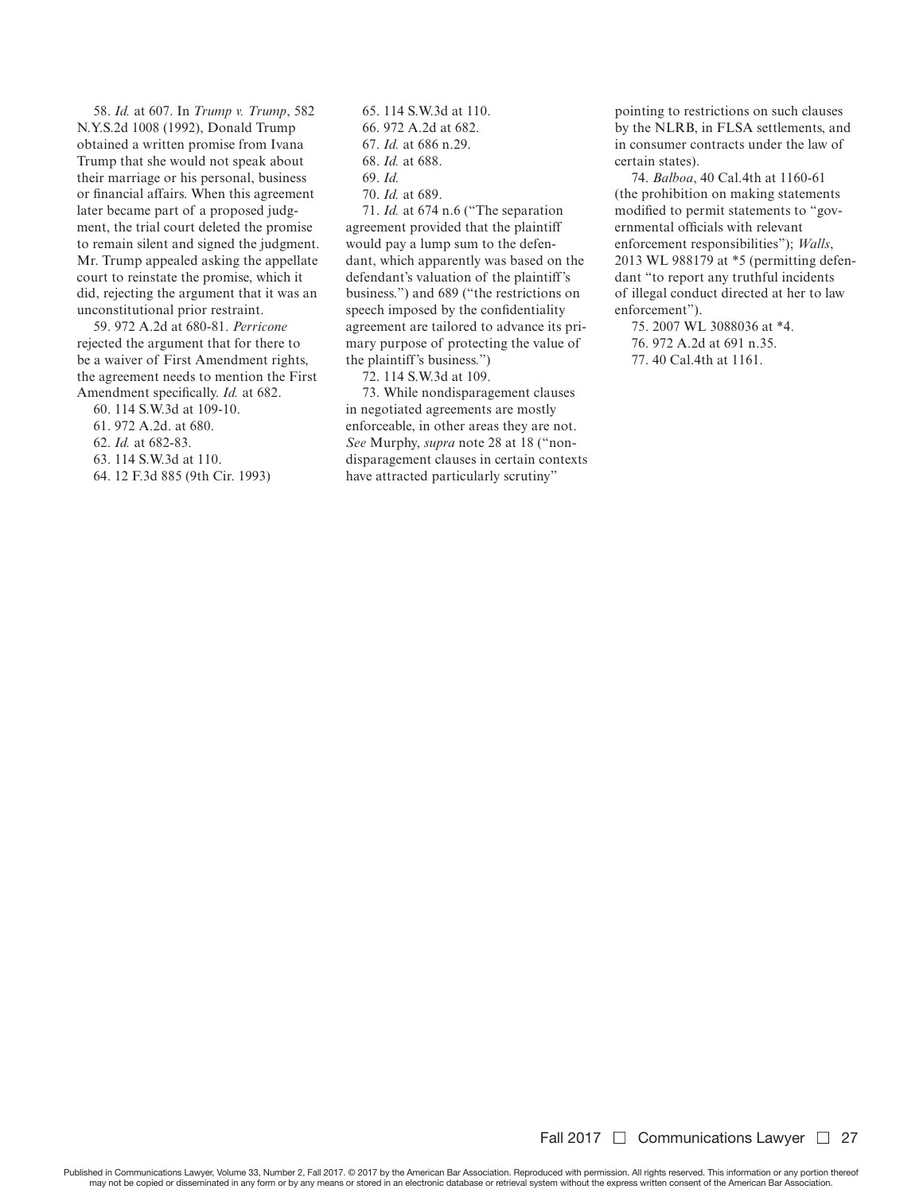58. *Id.* at 607. In *Trump v. Trump*, 582 N.Y.S.2d 1008 (1992), Donald Trump obtained a written promise from Ivana Trump that she would not speak about their marriage or his personal, business or financial affairs. When this agreement later became part of a proposed judgment, the trial court deleted the promise to remain silent and signed the judgment. Mr. Trump appealed asking the appellate court to reinstate the promise, which it did, rejecting the argument that it was an unconstitutional prior restraint.

59. 972 A.2d at 680-81. *Perricone* rejected the argument that for there to be a waiver of First Amendment rights, the agreement needs to mention the First Amendment specifically. *Id.* at 682.

60. 114 S.W.3d at 109-10.

61. 972 A.2d. at 680.

62. *Id.* at 682-83.

63. 114 S.W.3d at 110.

64. 12 F.3d 885 (9th Cir. 1993)

65. 114 S.W.3d at 110.

66. 972 A.2d at 682.

67. *Id.* at 686 n.29.

68. *Id.* at 688.

69. *Id.*

70. *Id.* at 689.

71. *Id.* at 674 n.6 ("The separation agreement provided that the plaintiff would pay a lump sum to the defendant, which apparently was based on the defendant's valuation of the plaintiff's business.") and 689 ("the restrictions on speech imposed by the confidentiality agreement are tailored to advance its primary purpose of protecting the value of the plaintiff's business.")

72. 114 S.W.3d at 109.

73. While nondisparagement clauses in negotiated agreements are mostly enforceable, in other areas they are not. *See* Murphy, *supra* note 28 at 18 ("nondisparagement clauses in certain contexts have attracted particularly scrutiny" pointing to restrictions on such clauses by the NLRB, in FLSA settlements, and in consumer contracts under the law of certain states).

74. *Balboa*, 40 Cal.4th at 1160-61 (the prohibition on making statements modified to permit statements to "governmental officials with relevant enforcement responsibilities"); *Walls*, 2013 WL 988179 at *5 (permitting defendant "to report any truthful incidents of illegal conduct directed at her to law enforcement").

75. 2007 WL 3088036 at *4.

76. 972 A.2d at 691 n.35.

77. 40 Cal.4th at 1161.

Published in Communications Lawyer, Volume 33, Number 2, Fall 2017. © 2017 by the American Bar Association. Reproduced with permission. All rights reserved. This information or any portion thereof may not be copied or disseminated in any form or by any means or stored in an electronic database or retrieval system without the express written consent of the American Bar Association.